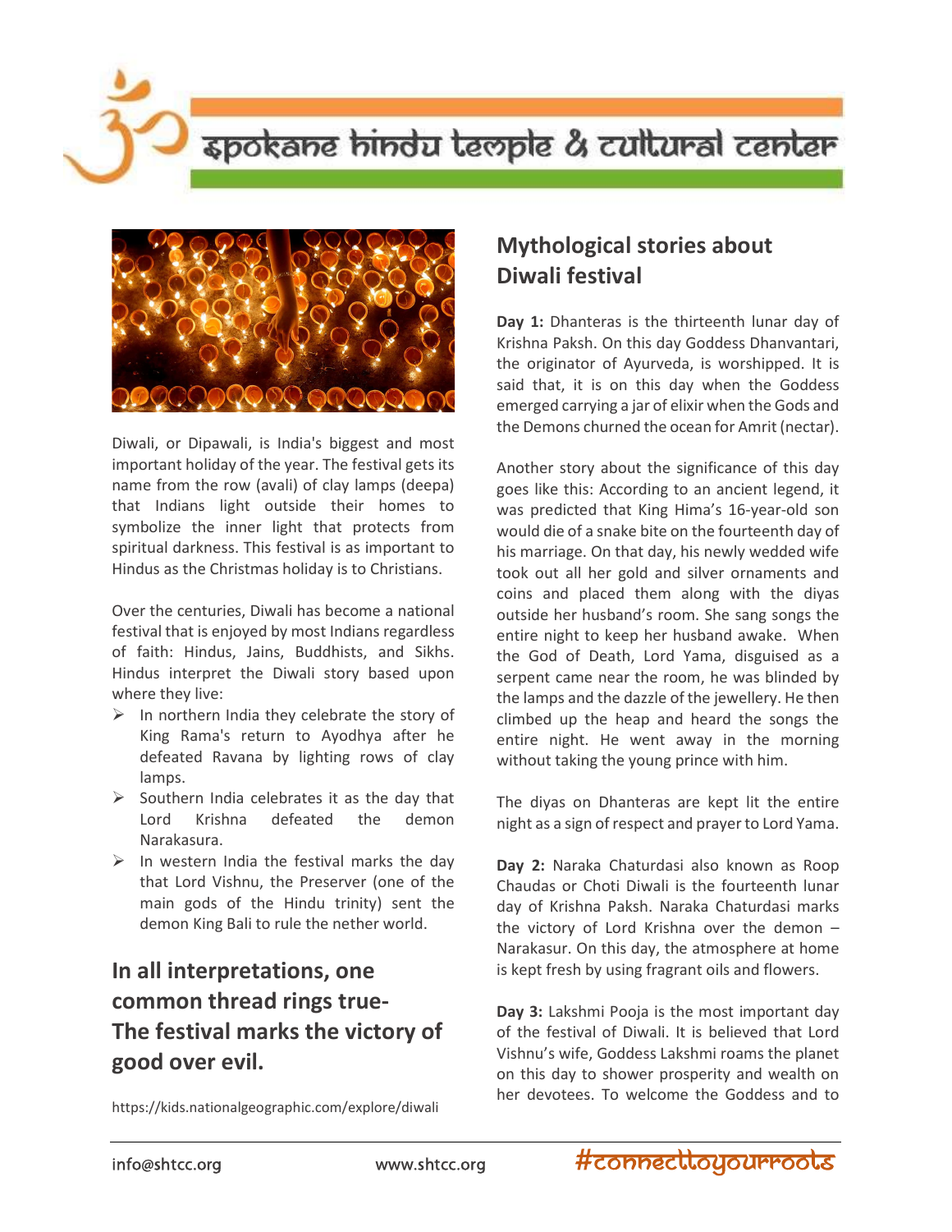Diwali, or Dipawali, is India's biggest and most important holiday of the year. The festival gets its name from the row (avali) of clay lamps (deepa) that Indians light outside their homes to symbolize the inner light that protects from spiritual darkness. This festival is as important to Hindus as the Christmas holiday is to Christians.

Over the centuries, Diwali has become a national festival that is enjoyed by most Indians regardless of faith: Hindus, Jains, Buddhists, and Sikhs. Hindus interpret the Diwali story based upon where they live:

- In northern India they celebrate the story of King Rama's return to Ayodhya after he defeated Ravana by lighting rows of clay lamps.
- Southern India celebrates it as the day that Lord Krishna defeated the demon Narakasura.
- In western India the festival marks the day that Lord Vishnu, the Preserver (one of the main gods of the Hindu trinity) sent the demon King Bali to rule the nether world.

## In all interpretations, one common thread rings true- The festival marks the victory of good over evil.

https://kids.nationalgeographic.com/explore/diwali

## Mythological stories about Diwali festival

**Day 1:** Dhanteras is the thirteenth lunar day of Krishna Paksh. On this day Goddess Dhanvantari, the originator of Ayurveda, is worshipped. It is said that, it is on this day when the Goddess emerged carrying a jar of elixir when the Gods and the Demons churned the ocean for Amrit (nectar).

Another story about the significance of this day goes like this: According to an ancient legend, it was predicted that King Hima's 16-year-old son would die of a snake bite on the fourteenth day of his marriage. On that day, his newly wedded wife took out all her gold and silver ornaments and coins and placed them along with the diyas outside her husband's room. She sang songs the entire night to keep her husband awake. When the God of Death, Lord Yama, disguised as a serpent came near the room, he was blinded by the lamps and the dazzle of the jewellery. He then climbed up the heap and heard the songs the entire night. He went away in the morning without taking the young prince with him.

The diyas on Dhanteras are kept lit the entire night as a sign of respect and prayer to Lord Yama.

**Day 2:** Naraka Chaturdasi also known as Roop Chaudas or Choti Diwali is the fourteenth lunar day of Krishna Paksh. Naraka Chaturdasi marks the victory of Lord Krishna over the demon – Narakasur. On this day, the atmosphere at home is kept fresh by using fragrant oils and flowers.

**Day 3:** Lakshmi Pooja is the most important day of the festival of Diwali. It is believed that Lord Vishnu's wife, Goddess Lakshmi roams the planet on this day to shower prosperity and wealth on her devotees. To welcome the Goddess and to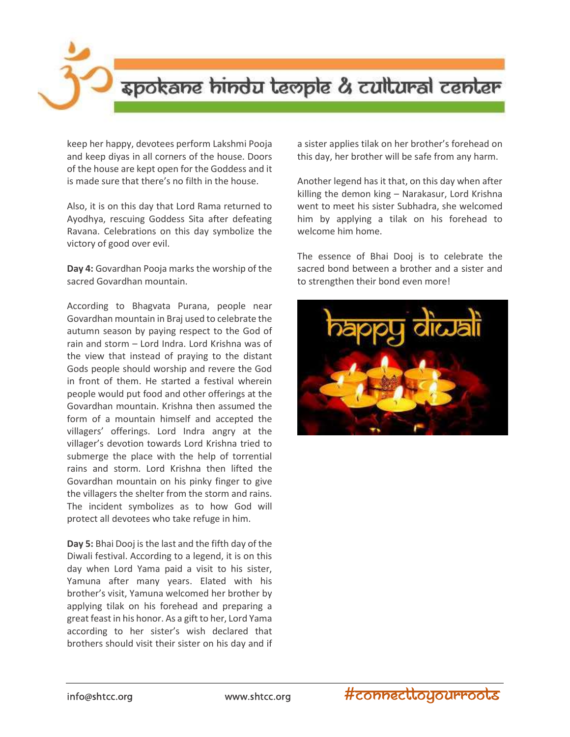keep her happy, devotees perform Lakshmi Pooja and keep diyas in all corners of the house. Doors of the house are kept open for the Goddess and it is made sure that there's no filth in the house.

Also, it is on this day that Lord Rama returned to Ayodhya, rescuing Goddess Sita after defeating Ravana. Celebrations on this day symbolize the victory of good over evil.

**Day 4:** Govardhan Pooja marks the worship of the sacred Govardhan mountain.

According to Bhagvata Purana, people near Govardhan mountain in Braj used to celebrate the autumn season by paying respect to the God of rain and storm – Lord Indra. Lord Krishna was of the view that instead of praying to the distant Gods people should worship and revere the God in front of them. He started a festival wherein people would put food and other offerings at the Govardhan mountain. Krishna then assumed the form of a mountain himself and accepted the villagers' offerings. Lord Indra angry at the villager's devotion towards Lord Krishna tried to submerge the place with the help of torrential rains and storm. Lord Krishna then lifted the Govardhan mountain on his pinky finger to give the villagers the shelter from the storm and rains. The incident symbolizes as to how God will protect all devotees who take refuge in him.

**Day 5:** Bhai Dooj is the last and the fifth day of the Diwali festival. According to a legend, it is on this day when Lord Yama paid a visit to his sister, Yamuna after many years. Elated with his brother's visit, Yamuna welcomed her brother by applying tilak on his forehead and preparing a great feast in his honor. As a gift to her, Lord Yama according to her sister's wish declared that brothers should visit their sister on his day and if a sister applies tilak on her brother's forehead on this day, her brother will be safe from any harm.

Another legend has it that, on this day when after killing the demon king – Narakasur, Lord Krishna went to meet his sister Subhadra, she welcomed him by applying a tilak on his forehead to welcome him home.

The essence of Bhai Dooj is to celebrate the sacred bond between a brother and a sister and to strengthen their bond even more!